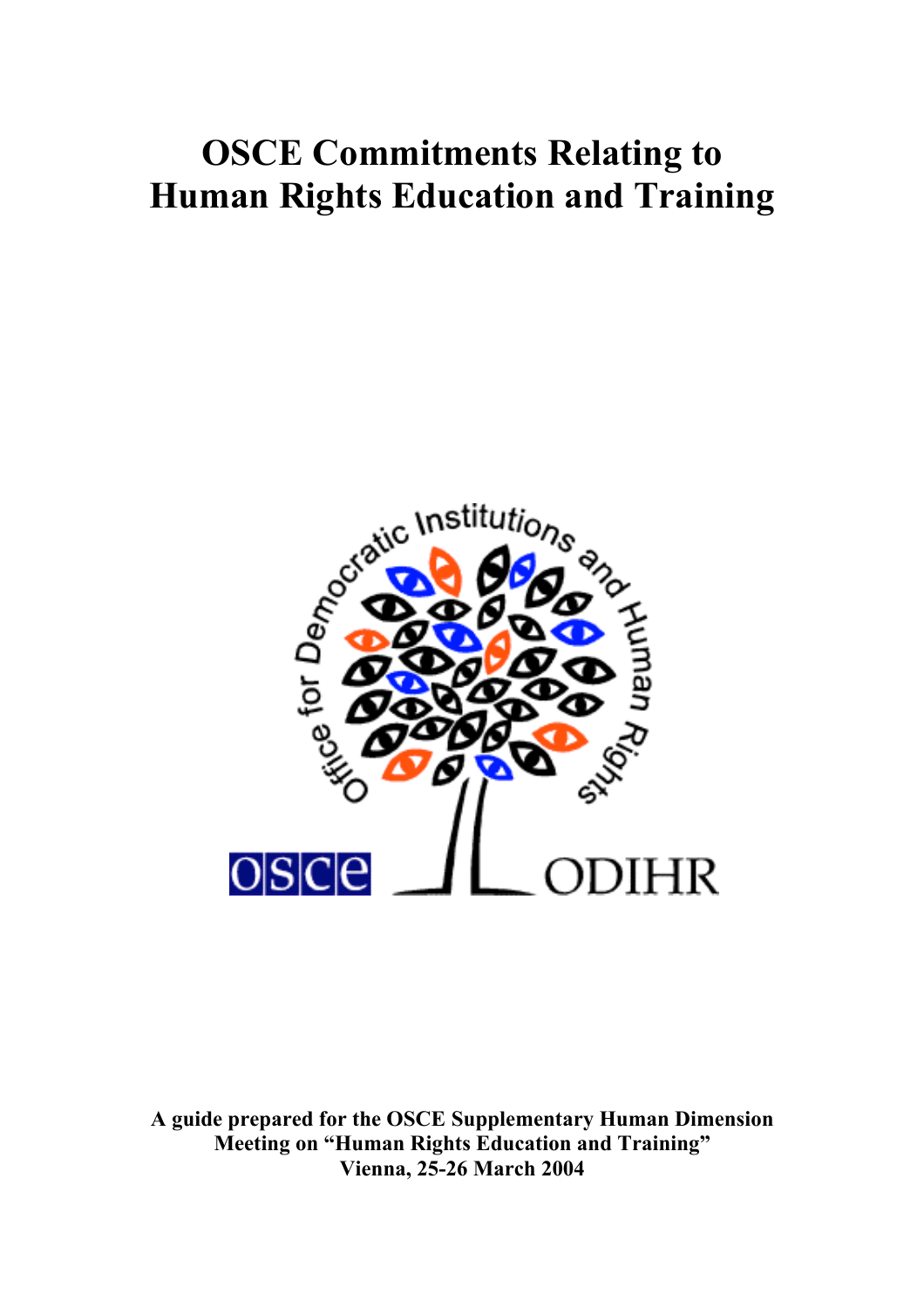# OSCE Commitments Relating to Human Rights Education and Training

**A guide prepared for the OSCE Supplementary Human Dimension Meeting on “Human Rights Education and Training” Vienna, 25-26 March 2004**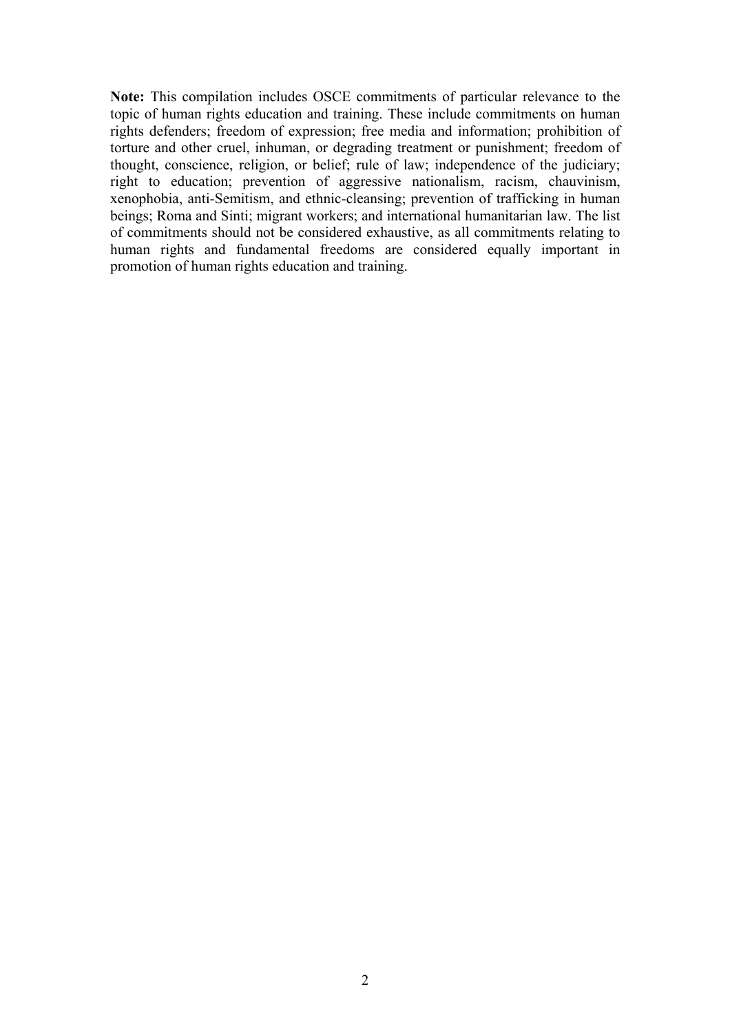**Note:** This compilation includes OSCE commitments of particular relevance to the topic of human rights education and training. These include commitments on human rights defenders; freedom of expression; free media and information; prohibition of torture and other cruel, inhuman, or degrading treatment or punishment; freedom of thought, conscience, religion, or belief; rule of law; independence of the judiciary; right to education; prevention of aggressive nationalism, racism, chauvinism, xenophobia, anti-Semitism, and ethnic-cleansing; prevention of trafficking in human beings; Roma and Sinti; migrant workers; and international humanitarian law. The list of commitments should not be considered exhaustive, as all commitments relating to human rights and fundamental freedoms are considered equally important in promotion of human rights education and training.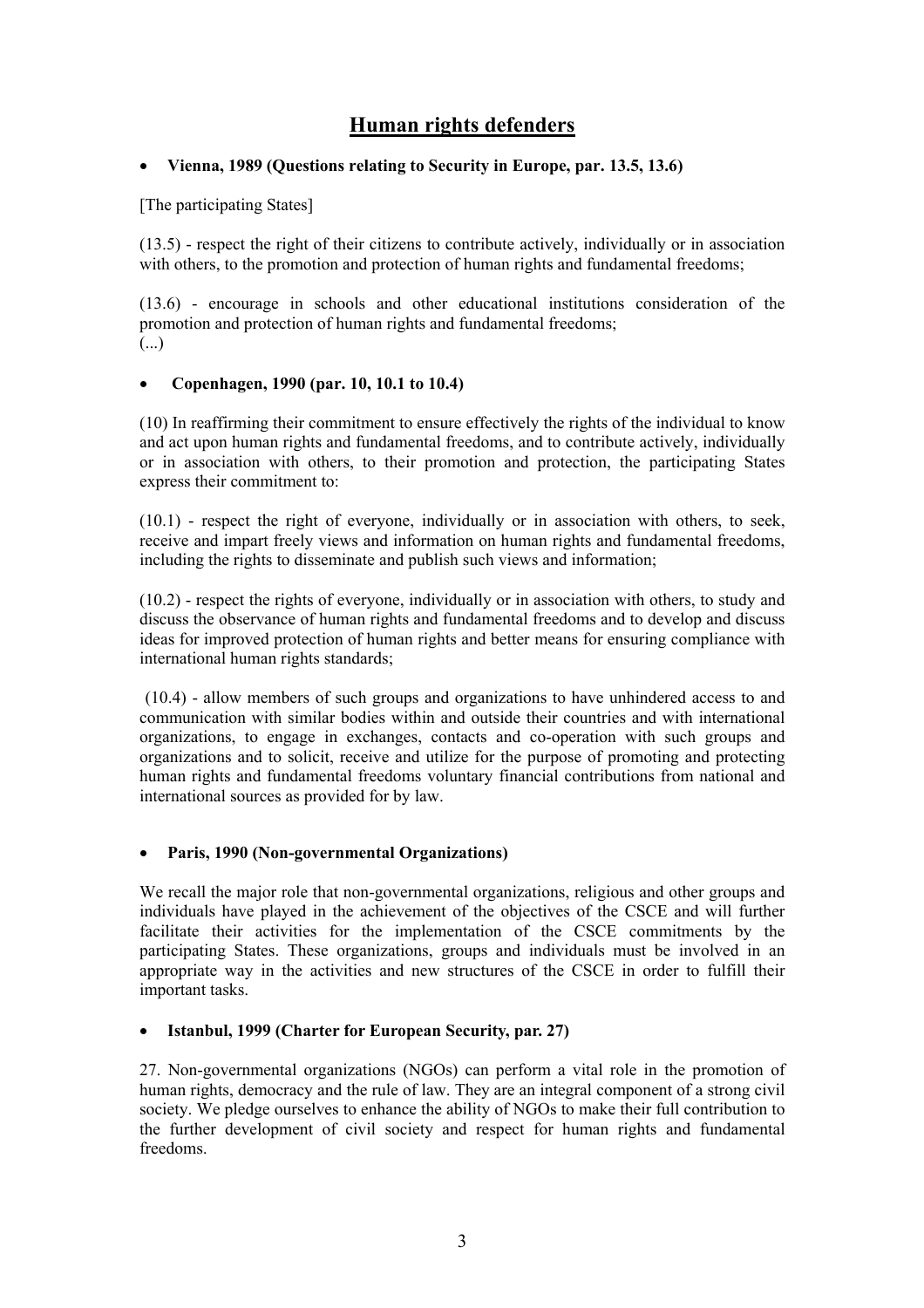# Human rights defenders

- **Vienna, 1989 (Questions relating to Security in Europe, par. 13.5, 13.6)**

[The participating States]

(13.5) - respect the right of their citizens to contribute actively, individually or in association with others, to the promotion and protection of human rights and fundamental freedoms;

(13.6) - encourage in schools and other educational institutions consideration of the promotion and protection of human rights and fundamental freedoms;
(...)

- **Copenhagen, 1990 (par. 10, 10.1 to 10.4)**

(10) In reaffirming their commitment to ensure effectively the rights of the individual to know and act upon human rights and fundamental freedoms, and to contribute actively, individually or in association with others, to their promotion and protection, the participating States express their commitment to:

(10.1) - respect the right of everyone, individually or in association with others, to seek, receive and impart freely views and information on human rights and fundamental freedoms, including the rights to disseminate and publish such views and information;

(10.2) - respect the rights of everyone, individually or in association with others, to study and discuss the observance of human rights and fundamental freedoms and to develop and discuss ideas for improved protection of human rights and better means for ensuring compliance with international human rights standards;

(10.4) - allow members of such groups and organizations to have unhindered access to and communication with similar bodies within and outside their countries and with international organizations, to engage in exchanges, contacts and co-operation with such groups and organizations and to solicit, receive and utilize for the purpose of promoting and protecting human rights and fundamental freedoms voluntary financial contributions from national and international sources as provided for by law.

- **Paris, 1990 (Non-governmental Organizations)**

We recall the major role that non-governmental organizations, religious and other groups and individuals have played in the achievement of the objectives of the CSCE and will further facilitate their activities for the implementation of the CSCE commitments by the participating States. These organizations, groups and individuals must be involved in an appropriate way in the activities and new structures of the CSCE in order to fulfill their important tasks.

- **Istanbul, 1999 (Charter for European Security, par. 27)**

27. Non-governmental organizations (NGOs) can perform a vital role in the promotion of human rights, democracy and the rule of law. They are an integral component of a strong civil society. We pledge ourselves to enhance the ability of NGOs to make their full contribution to the further development of civil society and respect for human rights and fundamental freedoms.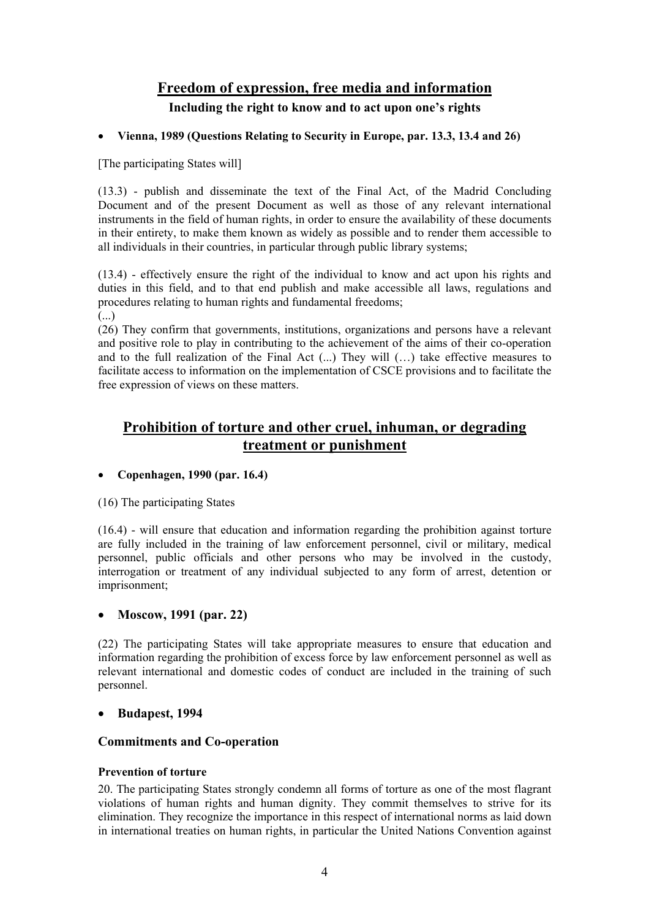## Freedom of expression, free media and information

**Including the right to know and to act upon one's rights**

- **Vienna, 1989 (Questions Relating to Security in Europe, par. 13.3, 13.4 and 26)**

[The participating States will]

(13.3) - publish and disseminate the text of the Final Act, of the Madrid Concluding Document and of the present Document as well as those of any relevant international instruments in the field of human rights, in order to ensure the availability of these documents in their entirety, to make them known as widely as possible and to render them accessible to all individuals in their countries, in particular through public library systems;

(13.4) - effectively ensure the right of the individual to know and act upon his rights and duties in this field, and to that end publish and make accessible all laws, regulations and procedures relating to human rights and fundamental freedoms;

(...)

(26) They confirm that governments, institutions, organizations and persons have a relevant and positive role to play in contributing to the achievement of the aims of their co-operation and to the full realization of the Final Act (...) They will (…) take effective measures to facilitate access to information on the implementation of CSCE provisions and to facilitate the free expression of views on these matters.

## Prohibition of torture and other cruel, inhuman, or degrading treatment or punishment

- **Copenhagen, 1990 (par. 16.4)**

(16) The participating States

(16.4) - will ensure that education and information regarding the prohibition against torture are fully included in the training of law enforcement personnel, civil or military, medical personnel, public officials and other persons who may be involved in the custody, interrogation or treatment of any individual subjected to any form of arrest, detention or imprisonment;

- **Moscow, 1991 (par. 22)**

(22) The participating States will take appropriate measures to ensure that education and information regarding the prohibition of excess force by law enforcement personnel as well as relevant international and domestic codes of conduct are included in the training of such personnel.

- **Budapest, 1994**

### Commitments and Co-operation

#### Prevention of torture

20. The participating States strongly condemn all forms of torture as one of the most flagrant violations of human rights and human dignity. They commit themselves to strive for its elimination. They recognize the importance in this respect of international norms as laid down in international treaties on human rights, in particular the United Nations Convention against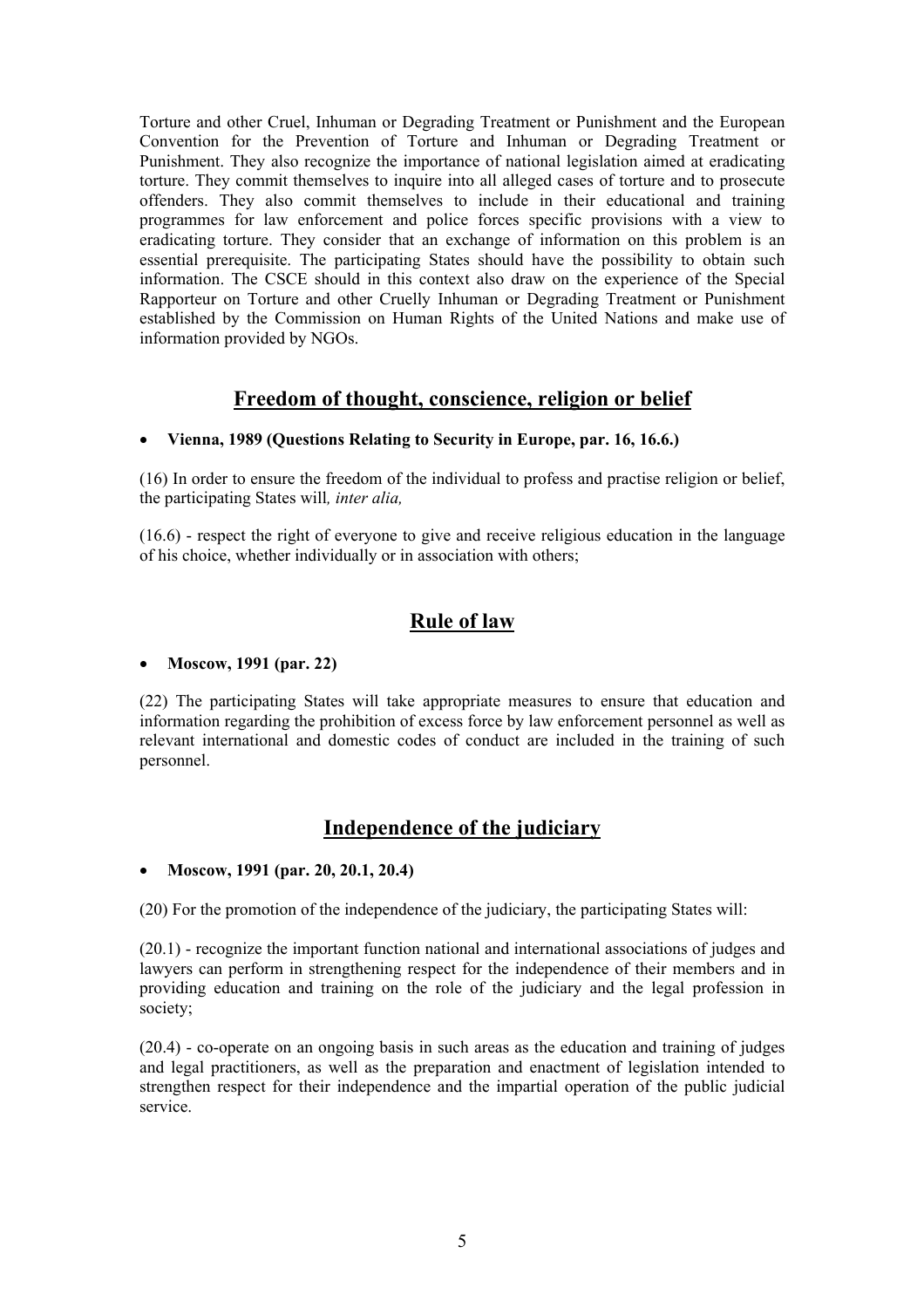Torture and other Cruel, Inhuman or Degrading Treatment or Punishment and the European Convention for the Prevention of Torture and Inhuman or Degrading Treatment or Punishment. They also recognize the importance of national legislation aimed at eradicating torture. They commit themselves to inquire into all alleged cases of torture and to prosecute offenders. They also commit themselves to include in their educational and training programmes for law enforcement and police forces specific provisions with a view to eradicating torture. They consider that an exchange of information on this problem is an essential prerequisite. The participating States should have the possibility to obtain such information. The CSCE should in this context also draw on the experience of the Special Rapporteur on Torture and other Cruelly Inhuman or Degrading Treatment or Punishment established by the Commission on Human Rights of the United Nations and make use of information provided by NGOs.

## Freedom of thought, conscience, religion or belief

- **Vienna, 1989 (Questions Relating to Security in Europe, par. 16, 16.6.)**

(16) In order to ensure the freedom of the individual to profess and practise religion or belief, the participating States will*, inter alia,*

(16.6) - respect the right of everyone to give and receive religious education in the language of his choice, whether individually or in association with others;

## Rule of law

- **Moscow, 1991 (par. 22)**

(22) The participating States will take appropriate measures to ensure that education and information regarding the prohibition of excess force by law enforcement personnel as well as relevant international and domestic codes of conduct are included in the training of such personnel.

## Independence of the judiciary

- **Moscow, 1991 (par. 20, 20.1, 20.4)**

(20) For the promotion of the independence of the judiciary, the participating States will:

(20.1) - recognize the important function national and international associations of judges and lawyers can perform in strengthening respect for the independence of their members and in providing education and training on the role of the judiciary and the legal profession in society;

(20.4) - co-operate on an ongoing basis in such areas as the education and training of judges and legal practitioners, as well as the preparation and enactment of legislation intended to strengthen respect for their independence and the impartial operation of the public judicial service.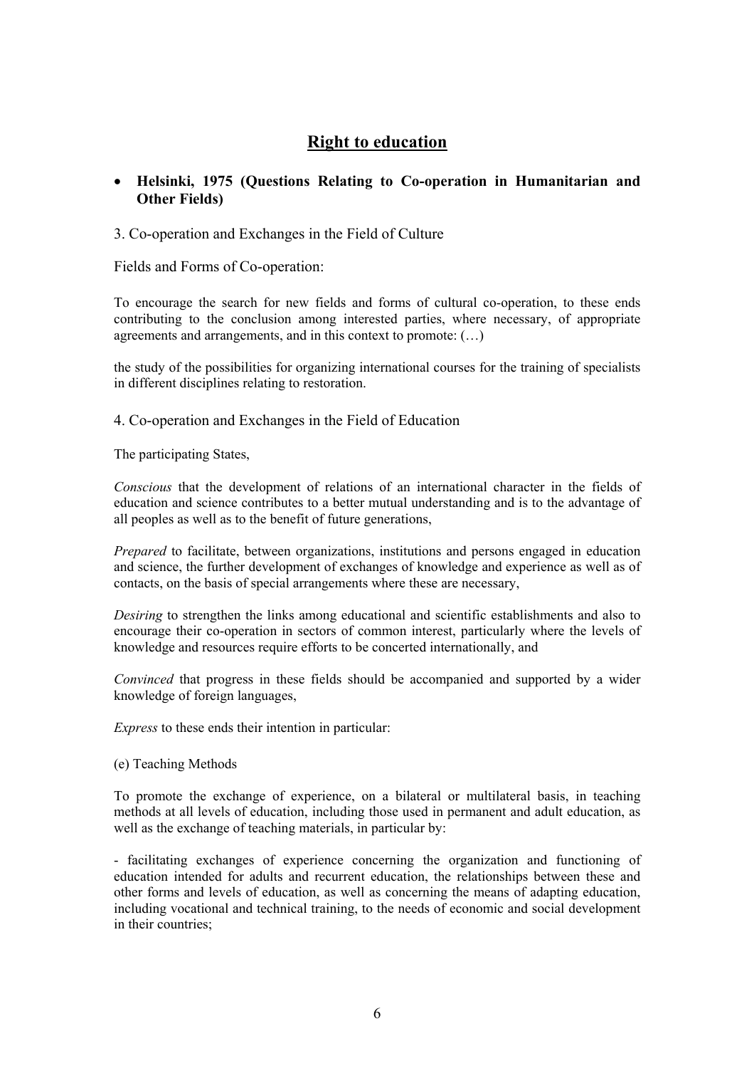# Right to education

- **Helsinki, 1975 (Questions Relating to Co-operation in Humanitarian and Other Fields)**

3. Co-operation and Exchanges in the Field of Culture

Fields and Forms of Co-operation:

To encourage the search for new fields and forms of cultural co-operation, to these ends contributing to the conclusion among interested parties, where necessary, of appropriate agreements and arrangements, and in this context to promote: (…)

the study of the possibilities for organizing international courses for the training of specialists in different disciplines relating to restoration.

4. Co-operation and Exchanges in the Field of Education

The participating States,

*Conscious* that the development of relations of an international character in the fields of education and science contributes to a better mutual understanding and is to the advantage of all peoples as well as to the benefit of future generations,

*Prepared* to facilitate, between organizations, institutions and persons engaged in education and science, the further development of exchanges of knowledge and experience as well as of contacts, on the basis of special arrangements where these are necessary,

*Desiring* to strengthen the links among educational and scientific establishments and also to encourage their co-operation in sectors of common interest, particularly where the levels of knowledge and resources require efforts to be concerted internationally, and

*Convinced* that progress in these fields should be accompanied and supported by a wider knowledge of foreign languages,

*Express* to these ends their intention in particular:

(e) Teaching Methods

To promote the exchange of experience, on a bilateral or multilateral basis, in teaching methods at all levels of education, including those used in permanent and adult education, as well as the exchange of teaching materials, in particular by:

- facilitating exchanges of experience concerning the organization and functioning of education intended for adults and recurrent education, the relationships between these and other forms and levels of education, as well as concerning the means of adapting education, including vocational and technical training, to the needs of economic and social development in their countries;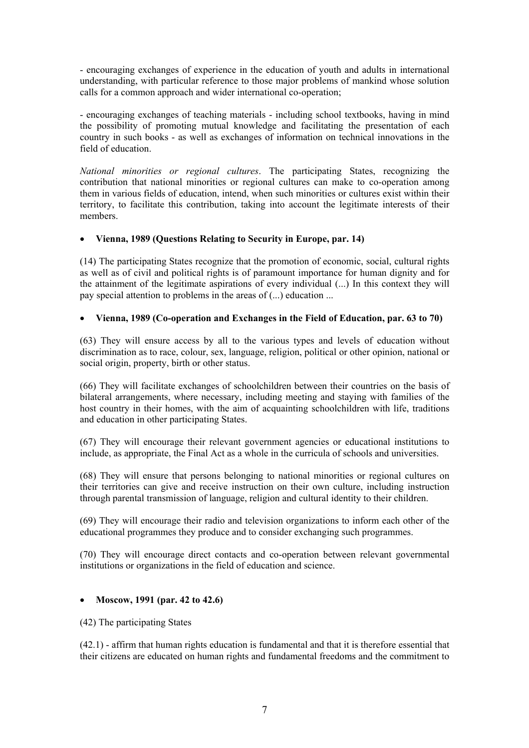- encouraging exchanges of experience in the education of youth and adults in international understanding, with particular reference to those major problems of mankind whose solution calls for a common approach and wider international co-operation;

- encouraging exchanges of teaching materials - including school textbooks, having in mind the possibility of promoting mutual knowledge and facilitating the presentation of each country in such books - as well as exchanges of information on technical innovations in the field of education.

*National minorities or regional cultures*. The participating States, recognizing the contribution that national minorities or regional cultures can make to co-operation among them in various fields of education, intend, when such minorities or cultures exist within their territory, to facilitate this contribution, taking into account the legitimate interests of their members.

- **Vienna, 1989 (Questions Relating to Security in Europe, par. 14)**

(14) The participating States recognize that the promotion of economic, social, cultural rights as well as of civil and political rights is of paramount importance for human dignity and for the attainment of the legitimate aspirations of every individual (...) In this context they will pay special attention to problems in the areas of (...) education ...

- **Vienna, 1989 (Co-operation and Exchanges in the Field of Education, par. 63 to 70)**

(63) They will ensure access by all to the various types and levels of education without discrimination as to race, colour, sex, language, religion, political or other opinion, national or social origin, property, birth or other status.

(66) They will facilitate exchanges of schoolchildren between their countries on the basis of bilateral arrangements, where necessary, including meeting and staying with families of the host country in their homes, with the aim of acquainting schoolchildren with life, traditions and education in other participating States.

(67) They will encourage their relevant government agencies or educational institutions to include, as appropriate, the Final Act as a whole in the curricula of schools and universities.

(68) They will ensure that persons belonging to national minorities or regional cultures on their territories can give and receive instruction on their own culture, including instruction through parental transmission of language, religion and cultural identity to their children.

(69) They will encourage their radio and television organizations to inform each other of the educational programmes they produce and to consider exchanging such programmes.

(70) They will encourage direct contacts and co-operation between relevant governmental institutions or organizations in the field of education and science.

- **Moscow, 1991 (par. 42 to 42.6)**

(42) The participating States

(42.1) - affirm that human rights education is fundamental and that it is therefore essential that their citizens are educated on human rights and fundamental freedoms and the commitment to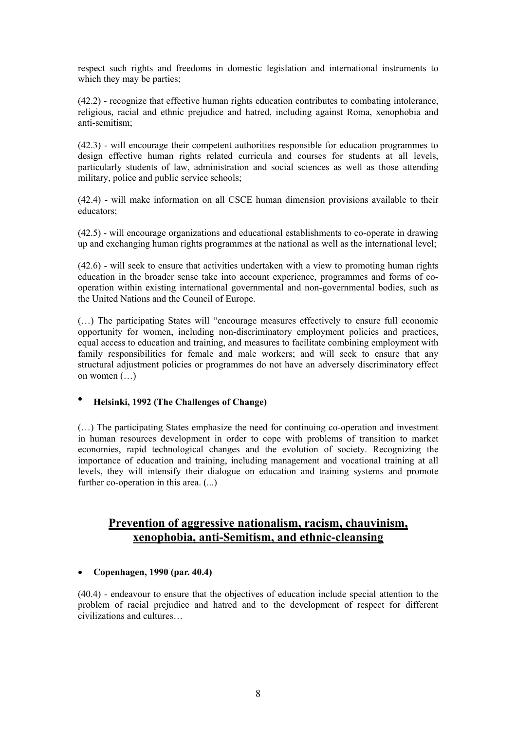respect such rights and freedoms in domestic legislation and international instruments to which they may be parties;

(42.2) - recognize that effective human rights education contributes to combating intolerance, religious, racial and ethnic prejudice and hatred, including against Roma, xenophobia and anti-semitism;

(42.3) - will encourage their competent authorities responsible for education programmes to design effective human rights related curricula and courses for students at all levels, particularly students of law, administration and social sciences as well as those attending military, police and public service schools;

(42.4) - will make information on all CSCE human dimension provisions available to their educators;

(42.5) - will encourage organizations and educational establishments to co-operate in drawing up and exchanging human rights programmes at the national as well as the international level;

(42.6) - will seek to ensure that activities undertaken with a view to promoting human rights education in the broader sense take into account experience, programmes and forms of co-operation within existing international governmental and non-governmental bodies, such as the United Nations and the Council of Europe.

(…) The participating States will "encourage measures effectively to ensure full economic opportunity for women, including non-discriminatory employment policies and practices, equal access to education and training, and measures to facilitate combining employment with family responsibilities for female and male workers; and will seek to ensure that any structural adjustment policies or programmes do not have an adversely discriminatory effect on women (…)

- **Helsinki, 1992 (The Challenges of Change)**

(…) The participating States emphasize the need for continuing co-operation and investment in human resources development in order to cope with problems of transition to market economies, rapid technological changes and the evolution of society. Recognizing the importance of education and training, including management and vocational training at all levels, they will intensify their dialogue on education and training systems and promote further co-operation in this area. (...)

## Prevention of aggressive nationalism, racism, chauvinism, xenophobia, anti-Semitism, and ethnic-cleansing

- **Copenhagen, 1990 (par. 40.4)**

(40.4) - endeavour to ensure that the objectives of education include special attention to the problem of racial prejudice and hatred and to the development of respect for different civilizations and cultures…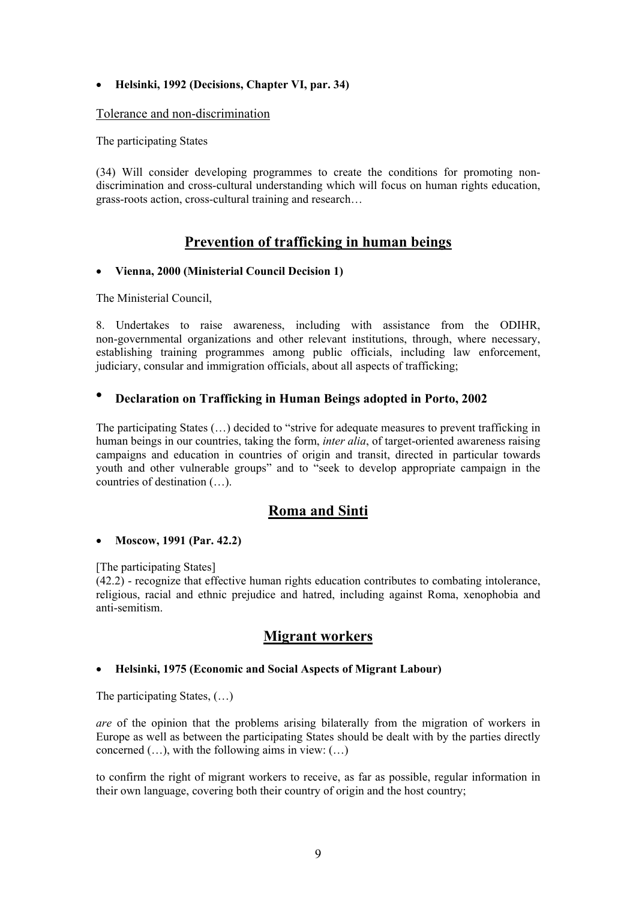- **Helsinki, 1992 (Decisions, Chapter VI, par. 34)**

Tolerance and non-discrimination

The participating States

(34) Will consider developing programmes to create the conditions for promoting non-discrimination and cross-cultural understanding which will focus on human rights education, grass-roots action, cross-cultural training and research…

## Prevention of trafficking in human beings

- **Vienna, 2000 (Ministerial Council Decision 1)**

The Ministerial Council,

8. Undertakes to raise awareness, including with assistance from the ODIHR, non-governmental organizations and other relevant institutions, through, where necessary, establishing training programmes among public officials, including law enforcement, judiciary, consular and immigration officials, about all aspects of trafficking;

- **Declaration on Trafficking in Human Beings adopted in Porto, 2002**

The participating States (…) decided to "strive for adequate measures to prevent trafficking in human beings in our countries, taking the form, *inter alia*, of target-oriented awareness raising campaigns and education in countries of origin and transit, directed in particular towards youth and other vulnerable groups" and to "seek to develop appropriate campaign in the countries of destination (…).

## Roma and Sinti

- **Moscow, 1991 (Par. 42.2)**

[The participating States]
(42.2) - recognize that effective human rights education contributes to combating intolerance, religious, racial and ethnic prejudice and hatred, including against Roma, xenophobia and anti-semitism.

## Migrant workers

- **Helsinki, 1975 (Economic and Social Aspects of Migrant Labour)**

The participating States, (…)

*are* of the opinion that the problems arising bilaterally from the migration of workers in Europe as well as between the participating States should be dealt with by the parties directly concerned (…), with the following aims in view: (…)

to confirm the right of migrant workers to receive, as far as possible, regular information in their own language, covering both their country of origin and the host country;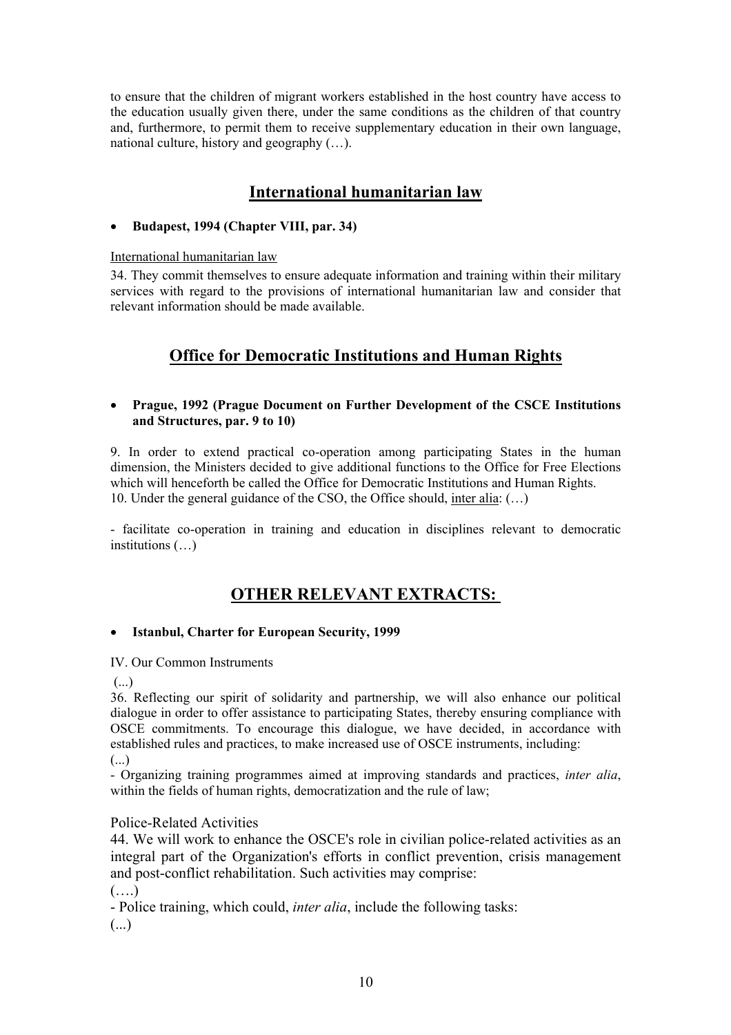to ensure that the children of migrant workers established in the host country have access to the education usually given there, under the same conditions as the children of that country and, furthermore, to permit them to receive supplementary education in their own language, national culture, history and geography (…).

## International humanitarian law

- **Budapest, 1994 (Chapter VIII, par. 34)**

International humanitarian law

34. They commit themselves to ensure adequate information and training within their military services with regard to the provisions of international humanitarian law and consider that relevant information should be made available.

## Office for Democratic Institutions and Human Rights

- **Prague, 1992 (Prague Document on Further Development of the CSCE Institutions and Structures, par. 9 to 10)**

9. In order to extend practical co-operation among participating States in the human dimension, the Ministers decided to give additional functions to the Office for Free Elections which will henceforth be called the Office for Democratic Institutions and Human Rights.
10. Under the general guidance of the CSO, the Office should, inter alia: (…)

- facilitate co-operation in training and education in disciplines relevant to democratic institutions (…)

## OTHER RELEVANT EXTRACTS:

- **Istanbul, Charter for European Security, 1999**

IV. Our Common Instruments

(...)

36. Reflecting our spirit of solidarity and partnership, we will also enhance our political dialogue in order to offer assistance to participating States, thereby ensuring compliance with OSCE commitments. To encourage this dialogue, we have decided, in accordance with established rules and practices, to make increased use of OSCE instruments, including:

(...)

- Organizing training programmes aimed at improving standards and practices, *inter alia*, within the fields of human rights, democratization and the rule of law;

Police-Related Activities

44. We will work to enhance the OSCE's role in civilian police-related activities as an integral part of the Organization's efforts in conflict prevention, crisis management and post-conflict rehabilitation. Such activities may comprise:

(….)

- Police training, which could, *inter alia*, include the following tasks:

(...)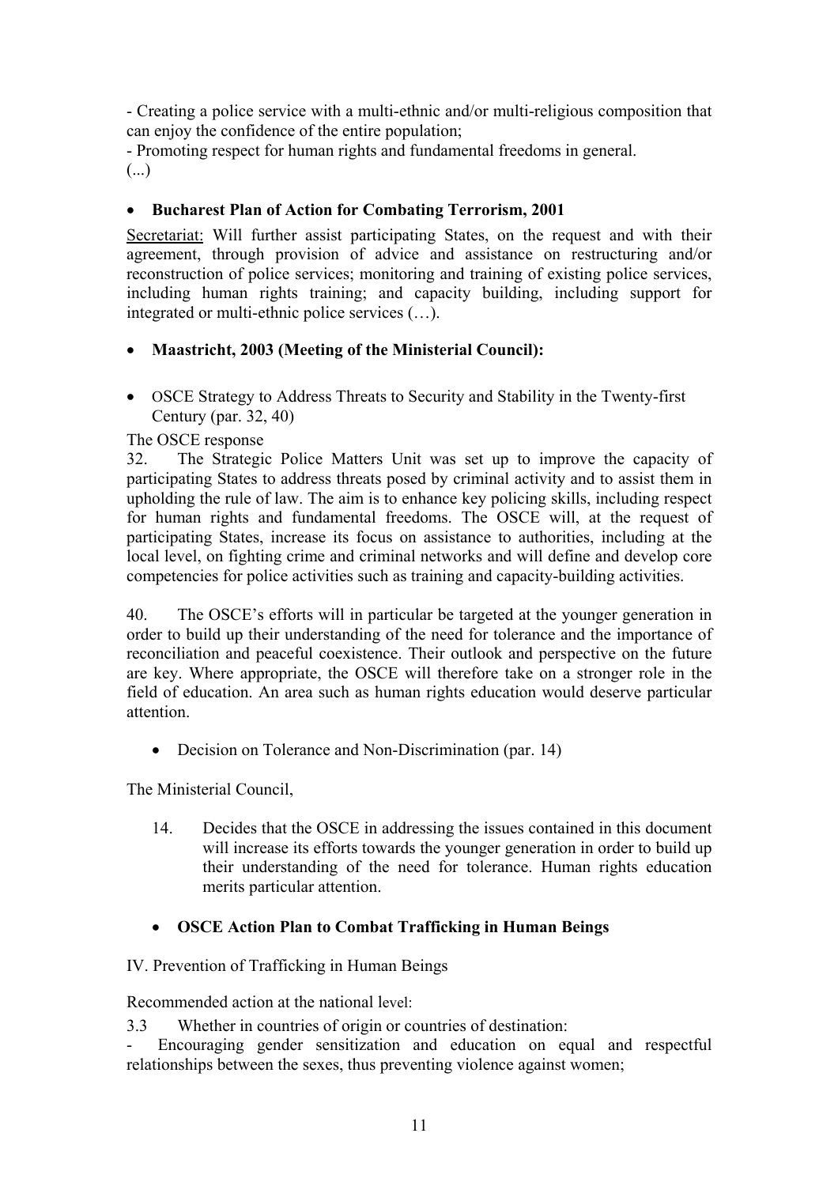- Creating a police service with a multi-ethnic and/or multi-religious composition that can enjoy the confidence of the entire population;
- Promoting respect for human rights and fundamental freedoms in general.

(...)

- **Bucharest Plan of Action for Combating Terrorism, 2001**

Secretariat: Will further assist participating States, on the request and with their agreement, through provision of advice and assistance on restructuring and/or reconstruction of police services; monitoring and training of existing police services, including human rights training; and capacity building, including support for integrated or multi-ethnic police services (…).

- **Maastricht, 2003 (Meeting of the Ministerial Council):**

- OSCE Strategy to Address Threats to Security and Stability in the Twenty-first Century (par. 32, 40)

The OSCE response

32. The Strategic Police Matters Unit was set up to improve the capacity of participating States to address threats posed by criminal activity and to assist them in upholding the rule of law. The aim is to enhance key policing skills, including respect for human rights and fundamental freedoms. The OSCE will, at the request of participating States, increase its focus on assistance to authorities, including at the local level, on fighting crime and criminal networks and will define and develop core competencies for police activities such as training and capacity-building activities.

40. The OSCE's efforts will in particular be targeted at the younger generation in order to build up their understanding of the need for tolerance and the importance of reconciliation and peaceful coexistence. Their outlook and perspective on the future are key. Where appropriate, the OSCE will therefore take on a stronger role in the field of education. An area such as human rights education would deserve particular attention.

- Decision on Tolerance and Non-Discrimination (par. 14)

The Ministerial Council,

14. Decides that the OSCE in addressing the issues contained in this document will increase its efforts towards the younger generation in order to build up their understanding of the need for tolerance. Human rights education merits particular attention.

- **OSCE Action Plan to Combat Trafficking in Human Beings**

IV. Prevention of Trafficking in Human Beings

Recommended action at the national level:

3.3 Whether in countries of origin or countries of destination:

- Encouraging gender sensitization and education on equal and respectful relationships between the sexes, thus preventing violence against women;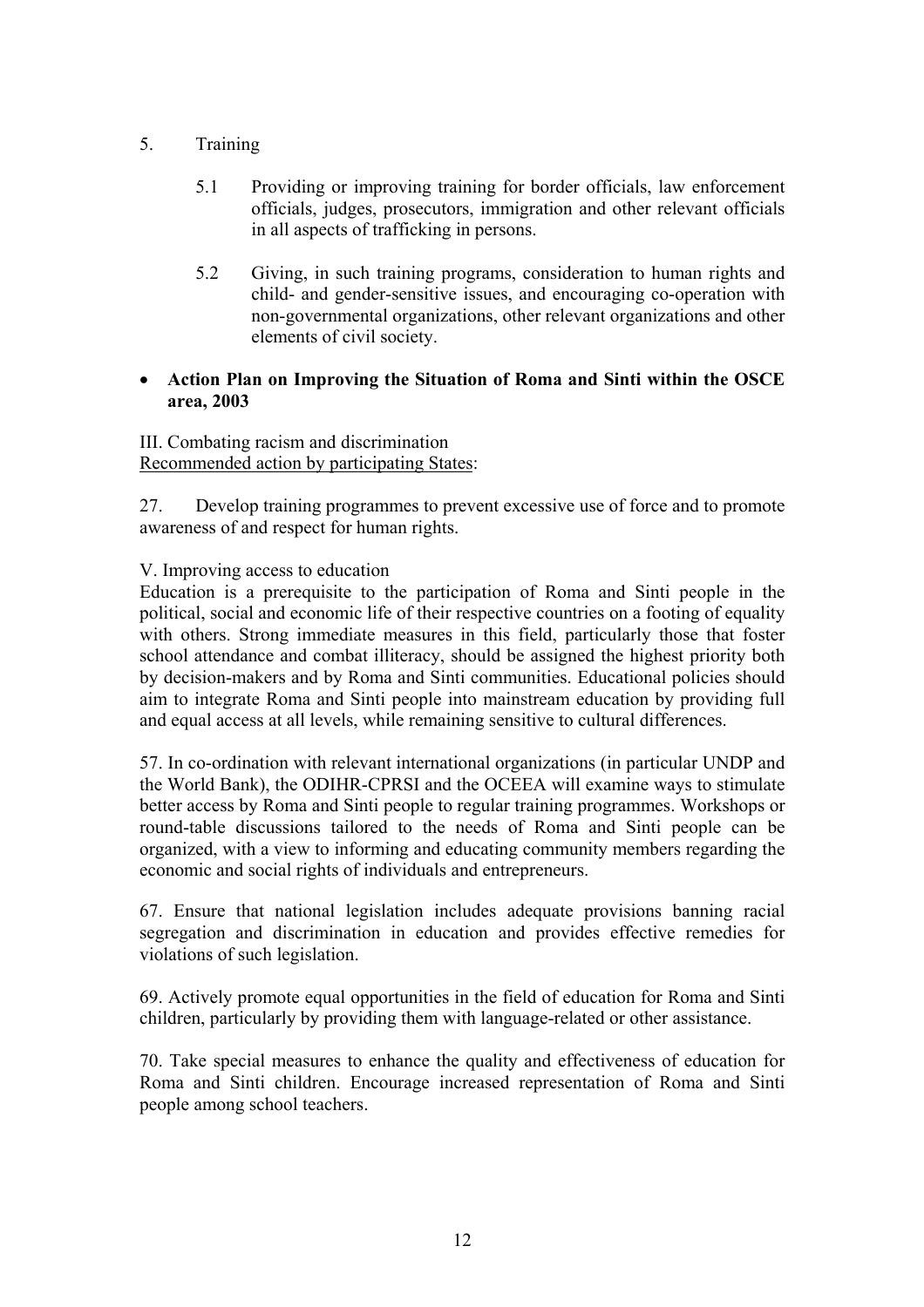5. Training

   5.1 Providing or improving training for border officials, law enforcement officials, judges, prosecutors, immigration and other relevant officials in all aspects of trafficking in persons.

   5.2 Giving, in such training programs, consideration to human rights and child- and gender-sensitive issues, and encouraging co-operation with non-governmental organizations, other relevant organizations and other elements of civil society.

- **Action Plan on Improving the Situation of Roma and Sinti within the OSCE area, 2003**

III. Combating racism and discrimination
<u>Recommended action by participating States</u>:

27. Develop training programmes to prevent excessive use of force and to promote awareness of and respect for human rights.

V. Improving access to education
Education is a prerequisite to the participation of Roma and Sinti people in the political, social and economic life of their respective countries on a footing of equality with others. Strong immediate measures in this field, particularly those that foster school attendance and combat illiteracy, should be assigned the highest priority both by decision-makers and by Roma and Sinti communities. Educational policies should aim to integrate Roma and Sinti people into mainstream education by providing full and equal access at all levels, while remaining sensitive to cultural differences.

57. In co-ordination with relevant international organizations (in particular UNDP and the World Bank), the ODIHR-CPRSI and the OCEEA will examine ways to stimulate better access by Roma and Sinti people to regular training programmes. Workshops or round-table discussions tailored to the needs of Roma and Sinti people can be organized, with a view to informing and educating community members regarding the economic and social rights of individuals and entrepreneurs.

67. Ensure that national legislation includes adequate provisions banning racial segregation and discrimination in education and provides effective remedies for violations of such legislation.

69. Actively promote equal opportunities in the field of education for Roma and Sinti children, particularly by providing them with language-related or other assistance.

70. Take special measures to enhance the quality and effectiveness of education for Roma and Sinti children. Encourage increased representation of Roma and Sinti people among school teachers.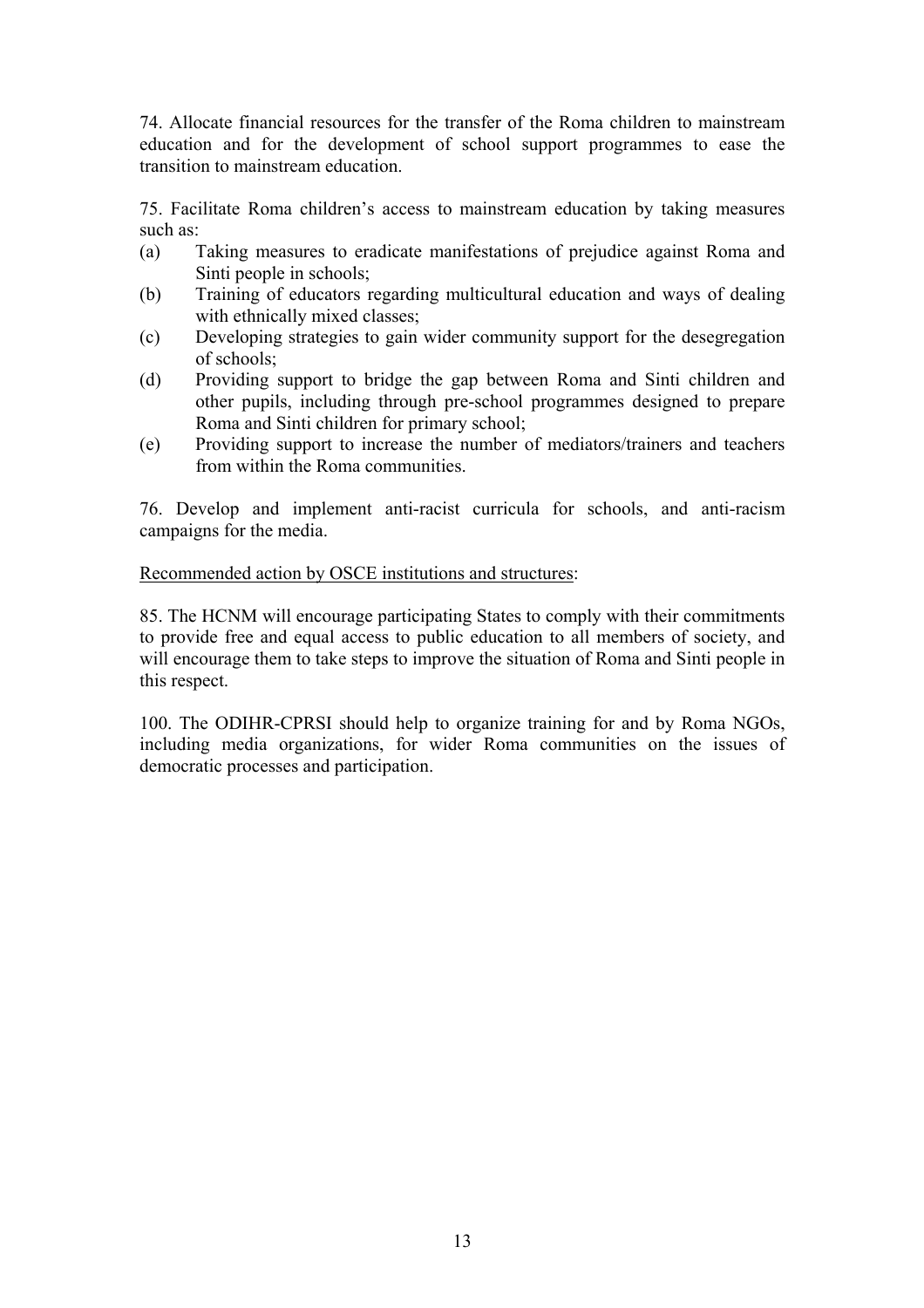74. Allocate financial resources for the transfer of the Roma children to mainstream education and for the development of school support programmes to ease the transition to mainstream education.

75. Facilitate Roma children's access to mainstream education by taking measures such as:

(a) Taking measures to eradicate manifestations of prejudice against Roma and Sinti people in schools;

(b) Training of educators regarding multicultural education and ways of dealing with ethnically mixed classes;

(c) Developing strategies to gain wider community support for the desegregation of schools;

(d) Providing support to bridge the gap between Roma and Sinti children and other pupils, including through pre-school programmes designed to prepare Roma and Sinti children for primary school;

(e) Providing support to increase the number of mediators/trainers and teachers from within the Roma communities.

76. Develop and implement anti-racist curricula for schools, and anti-racism campaigns for the media.

<u>Recommended action by OSCE institutions and structures</u>:

85. The HCNM will encourage participating States to comply with their commitments to provide free and equal access to public education to all members of society, and will encourage them to take steps to improve the situation of Roma and Sinti people in this respect.

100. The ODIHR-CPRSI should help to organize training for and by Roma NGOs, including media organizations, for wider Roma communities on the issues of democratic processes and participation.